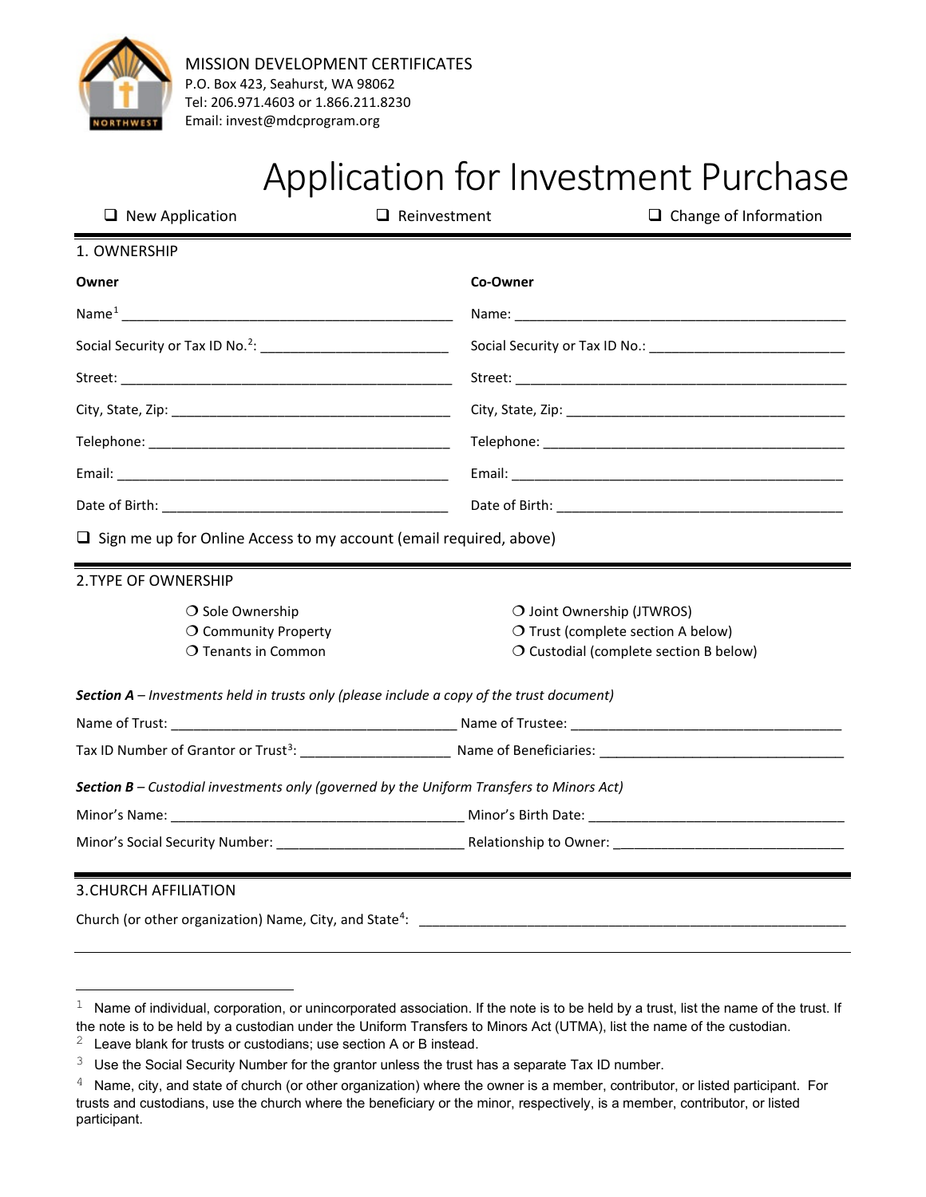MISSION DEVELOPMENT CERTIFICATES
P.O. Box 423, Seahurst, WA 98062
Tel: 206.971.4603 or 1.866.211.8230
Email: invest@mdcprogram.org

# Application for Investment Purchase

❑ New Application ❑ Reinvestment ❑ Change of Information

## 1. OWNERSHIP

**Owner**

Name[1] ____________________

Social Security or Tax ID No.[2]: ____________________

Street: ____________________

City, State, Zip: ____________________

Telephone: ____________________

Email: ____________________

Date of Birth: ____________________

**Co-Owner**

Name: ____________________

Social Security or Tax ID No.: ____________________

Street: ____________________

City, State, Zip: ____________________

Telephone: ____________________

Email: ____________________

Date of Birth: ____________________

❑ Sign me up for Online Access to my account (email required, above)

## 2.TYPE OF OWNERSHIP

❍ Sole Ownership
❍ Community Property
❍ Tenants in Common
❍ Joint Ownership (JTWROS)
❍ Trust (complete section A below)
❍ Custodial (complete section B below)

***Section A** – Investments held in trusts only (please include a copy of the trust document)*

Name of Trust: ____________________ Name of Trustee: ____________________

Tax ID Number of Grantor or Trust[3]: ____________________ Name of Beneficiaries: ____________________

***Section B** – Custodial investments only (governed by the Uniform Transfers to Minors Act)*

Minor's Name: ____________________ Minor's Birth Date: ____________________

Minor's Social Security Number: ____________________ Relationship to Owner: ____________________

## 3.CHURCH AFFILIATION

Church (or other organization) Name, City, and State[4]: ____________________

---

[1] Name of individual, corporation, or unincorporated association. If the note is to be held by a trust, list the name of the trust. If the note is to be held by a custodian under the Uniform Transfers to Minors Act (UTMA), list the name of the custodian.

[2] Leave blank for trusts or custodians; use section A or B instead.

[3] Use the Social Security Number for the grantor unless the trust has a separate Tax ID number.

[4] Name, city, and state of church (or other organization) where the owner is a member, contributor, or listed participant. For trusts and custodians, use the church where the beneficiary or the minor, respectively, is a member, contributor, or listed participant.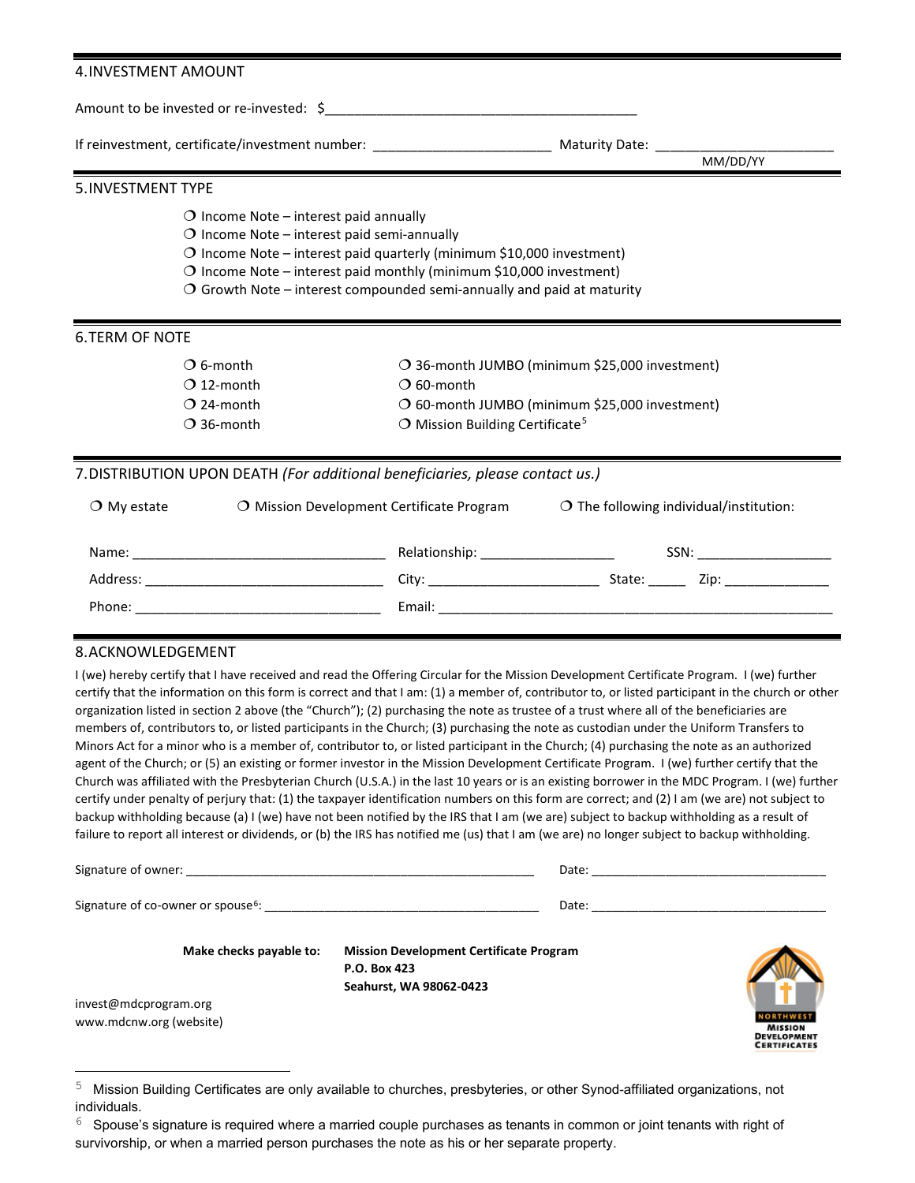## 4. INVESTMENT AMOUNT

Amount to be invested or re-invested: $___________________________________________

If reinvestment, certificate/investment number: ________________________ Maturity Date: ________________________ MM/DD/YY

## 5. INVESTMENT TYPE

- ❍ Income Note – interest paid annually
- ❍ Income Note – interest paid semi-annually
- ❍ Income Note – interest paid quarterly (minimum $10,000 investment)
- ❍ Income Note – interest paid monthly (minimum $10,000 investment)
- ❍ Growth Note – interest compounded semi-annually and paid at maturity

## 6. TERM OF NOTE

- ❍ 6-month
- ❍ 12-month
- ❍ 24-month
- ❍ 36-month
- ❍ 36-month JUMBO (minimum $25,000 investment)
- ❍ 60-month
- ❍ 60-month JUMBO (minimum $25,000 investment)
- ❍ Mission Building Certificate[5]

## 7. DISTRIBUTION UPON DEATH *(For additional beneficiaries, please contact us.)*

❍ My estate ❍ Mission Development Certificate Program ❍ The following individual/institution:

Name: __________________________________ Relationship: __________________ SSN: __________________

Address: ________________________________ City: ______________________ State: _____ Zip: ______________

Phone: __________________________________ Email: ______________________________________________________

## 8. ACKNOWLEDGEMENT

I (we) hereby certify that I have received and read the Offering Circular for the Mission Development Certificate Program. I (we) further certify that the information on this form is correct and that I am: (1) a member of, contributor to, or listed participant in the church or other organization listed in section 2 above (the "Church"); (2) purchasing the note as trustee of a trust where all of the beneficiaries are members of, contributors to, or listed participants in the Church; (3) purchasing the note as custodian under the Uniform Transfers to Minors Act for a minor who is a member of, contributor to, or listed participant in the Church; (4) purchasing the note as an authorized agent of the Church; or (5) an existing or former investor in the Mission Development Certificate Program. I (we) further certify that the Church was affiliated with the Presbyterian Church (U.S.A.) in the last 10 years or is an existing borrower in the MDC Program. I (we) further certify under penalty of perjury that: (1) the taxpayer identification numbers on this form are correct; and (2) I am (we are) not subject to backup withholding because (a) I (we) have not been notified by the IRS that I am (we are) subject to backup withholding as a result of failure to report all interest or dividends, or (b) the IRS has notified me (us) that I am (we are) no longer subject to backup withholding.

Signature of owner: ______________________________________________________ Date: ___________________________________

Signature of co-owner or spouse[6]: ________________________________________ Date: ___________________________________

**Make checks payable to:** **Mission Development Certificate Program**
**P.O. Box 423**
**Seahurst, WA 98062-0423**

invest@mdcprogram.org
www.mdcnw.org (website)

NORTHWEST MISSION DEVELOPMENT CERTIFICATES

---

[5] Mission Building Certificates are only available to churches, presbyteries, or other Synod-affiliated organizations, not individuals.

[6] Spouse's signature is required where a married couple purchases as tenants in common or joint tenants with right of survivorship, or when a married person purchases the note as his or her separate property.